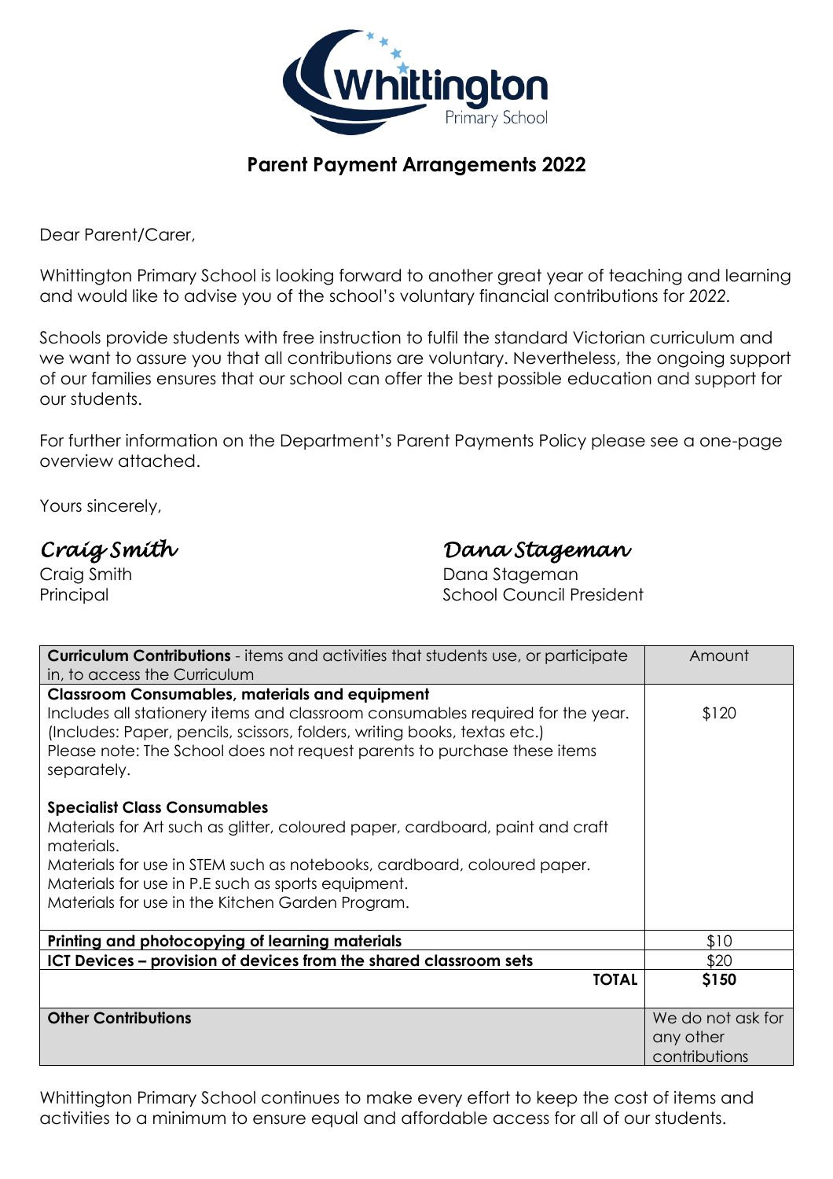Whittington Primary School

## Parent Payment Arrangements 2022

Dear Parent/Carer,

Whittington Primary School is looking forward to another great year of teaching and learning and would like to advise you of the school's voluntary financial contributions for *2022*.

Schools provide students with free instruction to fulfil the standard Victorian curriculum and we want to assure you that all contributions are voluntary. Nevertheless, the ongoing support of our families ensures that our school can offer the best possible education and support for our students.

For further information on the Department's Parent Payments Policy please see a one-page overview attached.

Yours sincerely,

*Craig Smith*
Craig Smith
Principal

*Dana Stageman*
Dana Stageman
School Council President

| **Curriculum Contributions** - items and activities that students use, or participate in, to access the Curriculum | Amount |
|---|---|
| **Classroom Consumables, materials and equipment**<br>Includes all stationery items and classroom consumables required for the year. (Includes: Paper, pencils, scissors, folders, writing books, textas etc.)<br>Please note: The School does not request parents to purchase these items separately.<br><br>**Specialist Class Consumables**<br>Materials for Art such as glitter, coloured paper, cardboard, paint and craft materials.<br>Materials for use in STEM such as notebooks, cardboard, coloured paper.<br>Materials for use in P.E such as sports equipment.<br>Materials for use in the Kitchen Garden Program. | $120 |
| **Printing and photocopying of learning materials** | $10 |
| **ICT Devices – provision of devices from the shared classroom sets** | $20 |
| **TOTAL** | **$150** |
| **Other Contributions** | We do not ask for any other contributions |

Whittington Primary School continues to make every effort to keep the cost of items and activities to a minimum to ensure equal and affordable access for all of our students.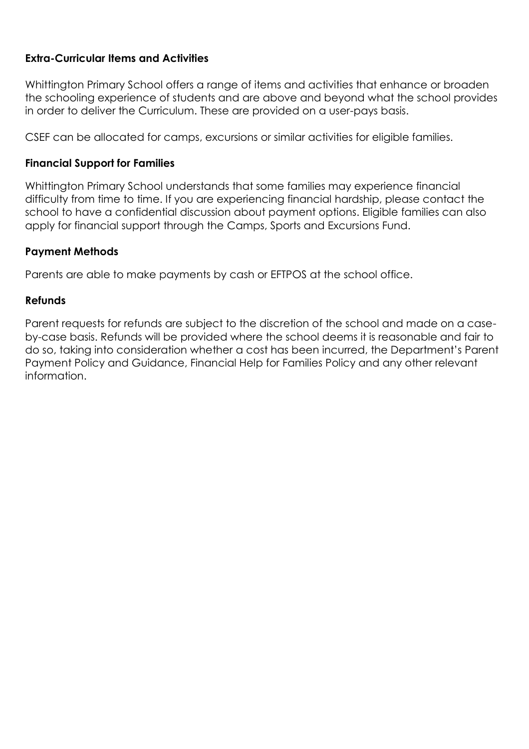**Extra-Curricular Items and Activities**

Whittington Primary School offers a range of items and activities that enhance or broaden the schooling experience of students and are above and beyond what the school provides in order to deliver the Curriculum. These are provided on a user-pays basis.

CSEF can be allocated for camps, excursions or similar activities for eligible families.

**Financial Support for Families**

Whittington Primary School understands that some families may experience financial difficulty from time to time. If you are experiencing financial hardship, please contact the school to have a confidential discussion about payment options. Eligible families can also apply for financial support through the Camps, Sports and Excursions Fund.

**Payment Methods**

Parents are able to make payments by cash or EFTPOS at the school office.

**Refunds**

Parent requests for refunds are subject to the discretion of the school and made on a case-by-case basis. Refunds will be provided where the school deems it is reasonable and fair to do so, taking into consideration whether a cost has been incurred, the Department's Parent Payment Policy and Guidance, Financial Help for Families Policy and any other relevant information.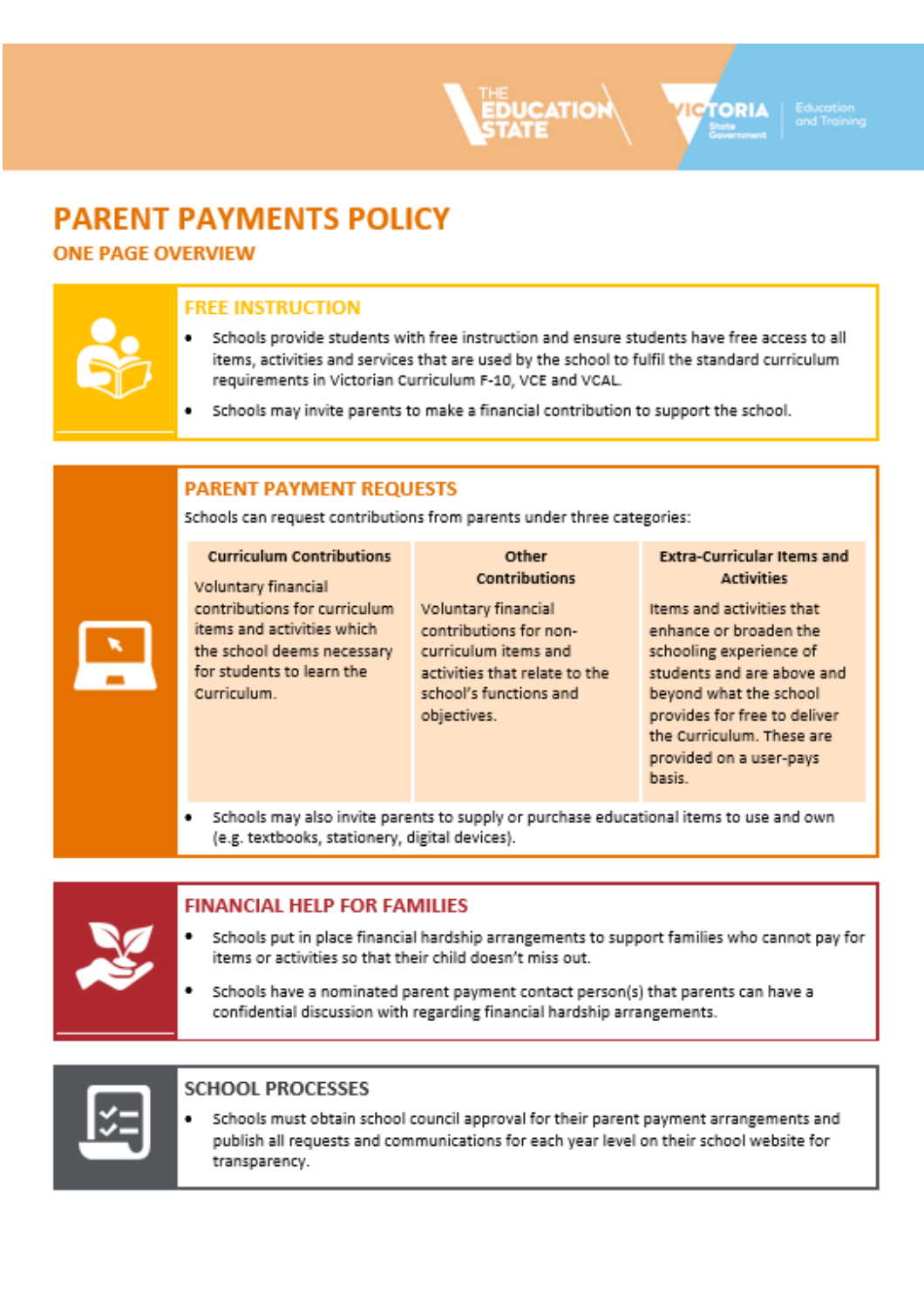# PARENT PAYMENTS POLICY

## ONE PAGE OVERVIEW

### FREE INSTRUCTION

- Schools provide students with free instruction and ensure students have free access to all items, activities and services that are used by the school to fulfil the standard curriculum requirements in Victorian Curriculum F-10, VCE and VCAL.
- Schools may invite parents to make a financial contribution to support the school.

### PARENT PAYMENT REQUESTS

Schools can request contributions from parents under three categories:

| Curriculum Contributions | Other Contributions | Extra-Curricular Items and Activities |
|---|---|---|
| Voluntary financial contributions for curriculum items and activities which the school deems necessary for students to learn the Curriculum. | Voluntary financial contributions for non-curriculum items and activities that relate to the school's functions and objectives. | Items and activities that enhance or broaden the schooling experience of students and are above and beyond what the school provides for free to deliver the Curriculum. These are provided on a user-pays basis. |

- Schools may also invite parents to supply or purchase educational items to use and own (e.g. textbooks, stationery, digital devices).

### FINANCIAL HELP FOR FAMILIES

- Schools put in place financial hardship arrangements to support families who cannot pay for items or activities so that their child doesn't miss out.
- Schools have a nominated parent payment contact person(s) that parents can have a confidential discussion with regarding financial hardship arrangements.

### SCHOOL PROCESSES

- Schools must obtain school council approval for their parent payment arrangements and publish all requests and communications for each year level on their school website for transparency.